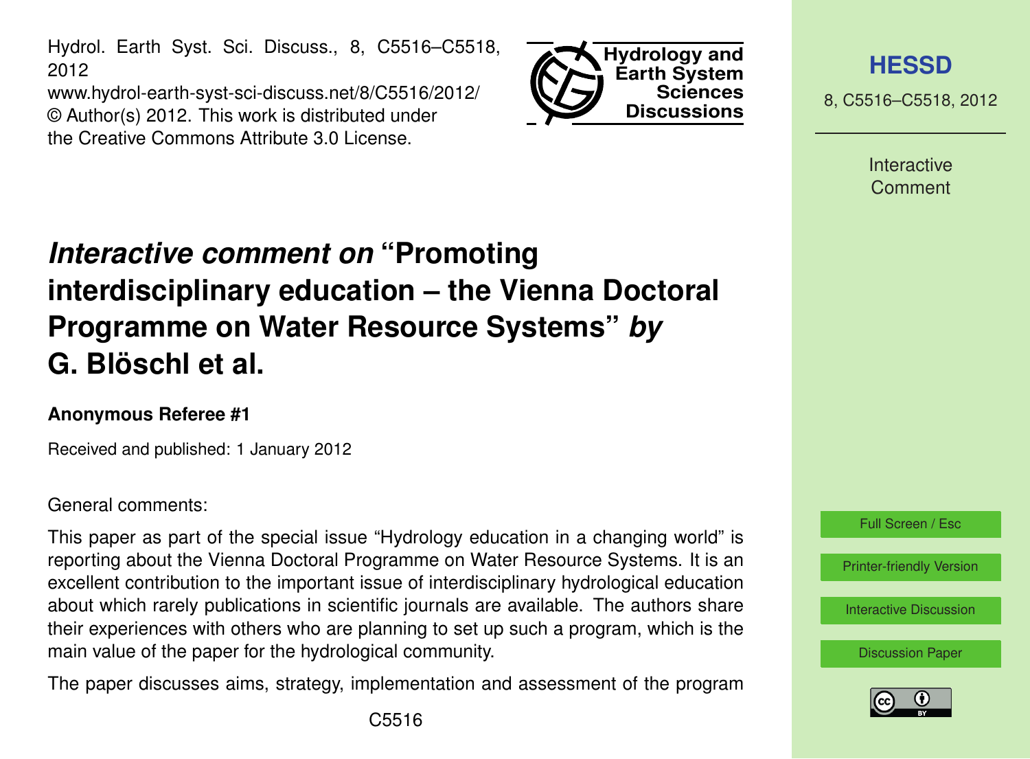# *Interactive comment on* "Promoting interdisciplinary education – the Vienna Doctoral Programme on Water Resource Systems" *by* G. Blöschl et al.

**Anonymous Referee #1**

Received and published: 1 January 2012

General comments:

This paper as part of the special issue "Hydrology education in a changing world" is reporting about the Vienna Doctoral Programme on Water Resource Systems. It is an excellent contribution to the important issue of interdisciplinary hydrological education about which rarely publications in scientific journals are available. The authors share their experiences with others who are planning to set up such a program, which is the main value of the paper for the hydrological community.

The paper discusses aims, strategy, implementation and assessment of the program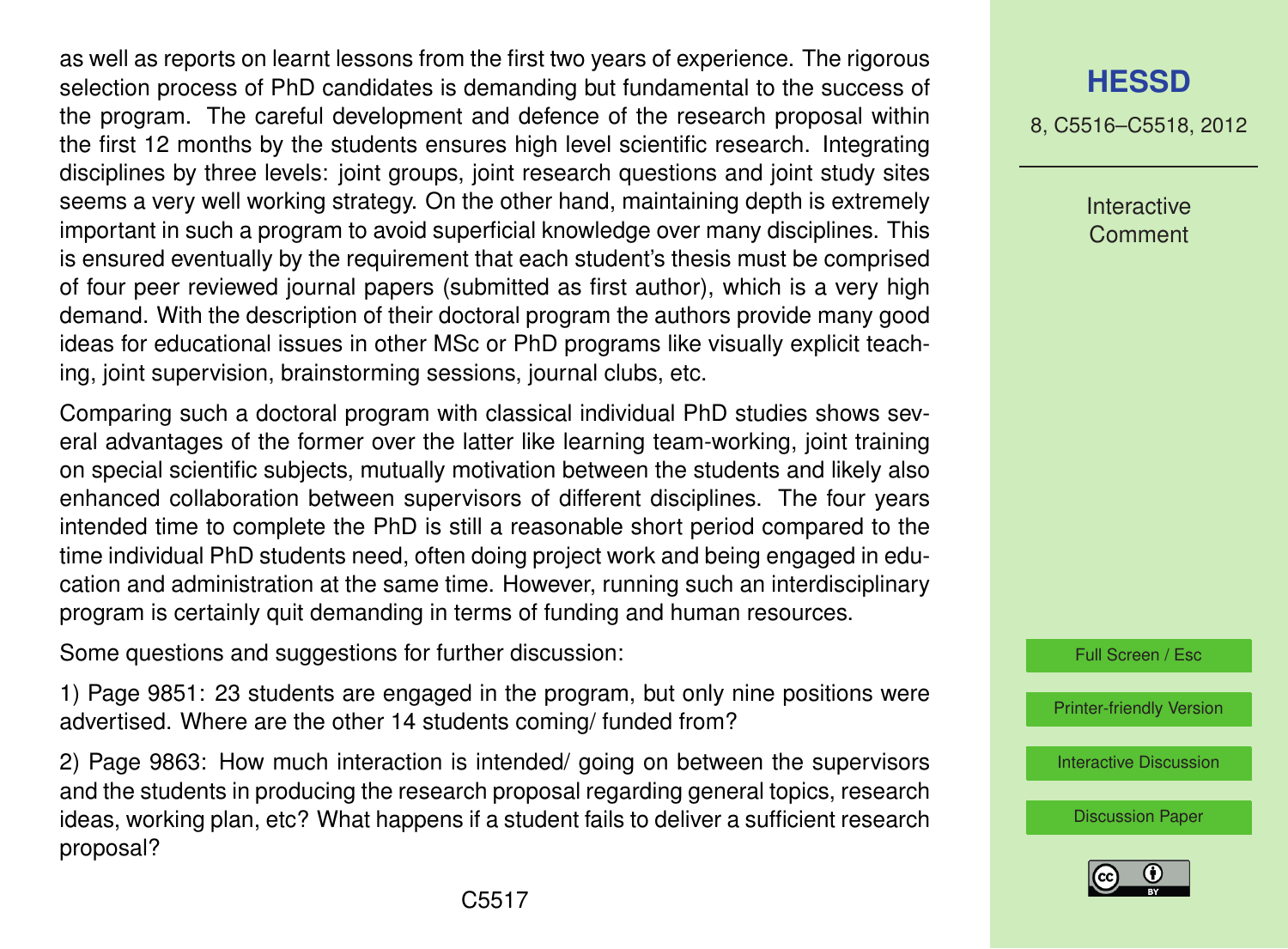as well as reports on learnt lessons from the first two years of experience. The rigorous selection process of PhD candidates is demanding but fundamental to the success of the program. The careful development and defence of the research proposal within the first 12 months by the students ensures high level scientific research. Integrating disciplines by three levels: joint groups, joint research questions and joint study sites seems a very well working strategy. On the other hand, maintaining depth is extremely important in such a program to avoid superficial knowledge over many disciplines. This is ensured eventually by the requirement that each student's thesis must be comprised of four peer reviewed journal papers (submitted as first author), which is a very high demand. With the description of their doctoral program the authors provide many good ideas for educational issues in other MSc or PhD programs like visually explicit teaching, joint supervision, brainstorming sessions, journal clubs, etc.

Comparing such a doctoral program with classical individual PhD studies shows several advantages of the former over the latter like learning team-working, joint training on special scientific subjects, mutually motivation between the students and likely also enhanced collaboration between supervisors of different disciplines. The four years intended time to complete the PhD is still a reasonable short period compared to the time individual PhD students need, often doing project work and being engaged in education and administration at the same time. However, running such an interdisciplinary program is certainly quit demanding in terms of funding and human resources.

Some questions and suggestions for further discussion:

1) Page 9851: 23 students are engaged in the program, but only nine positions were advertised. Where are the other 14 students coming/ funded from?

2) Page 9863: How much interaction is intended/ going on between the supervisors and the students in producing the research proposal regarding general topics, research ideas, working plan, etc? What happens if a student fails to deliver a sufficient research proposal?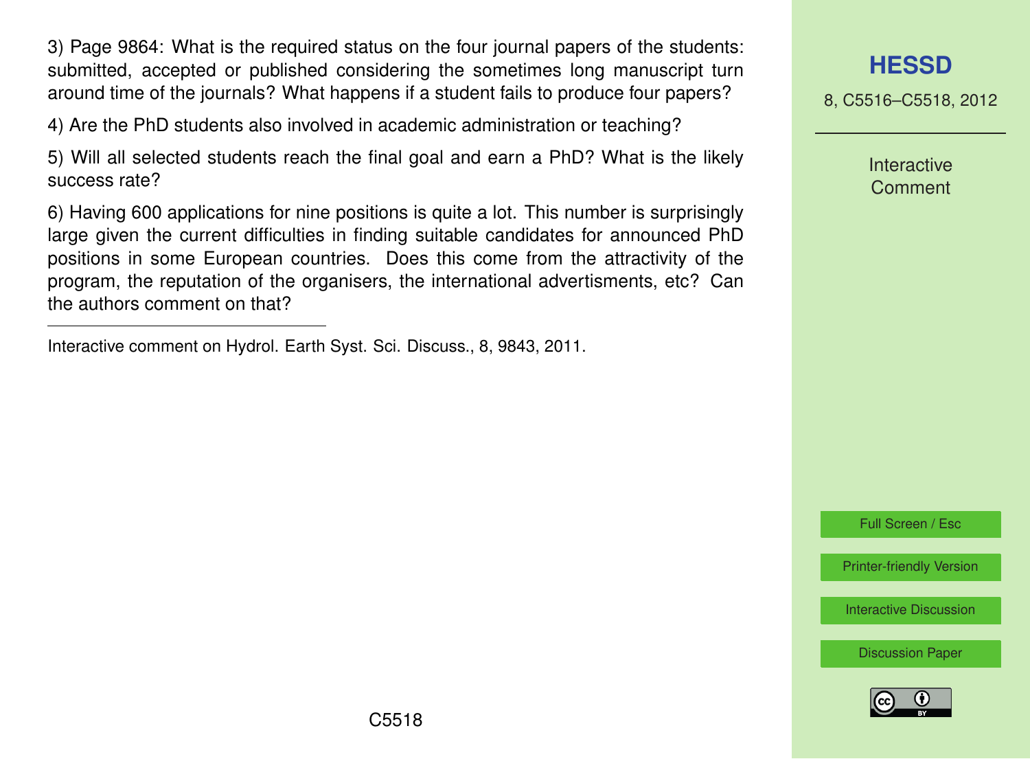3) Page 9864: What is the required status on the four journal papers of the students: submitted, accepted or published considering the sometimes long manuscript turn around time of the journals? What happens if a student fails to produce four papers?

4) Are the PhD students also involved in academic administration or teaching?

5) Will all selected students reach the final goal and earn a PhD? What is the likely success rate?

6) Having 600 applications for nine positions is quite a lot. This number is surprisingly large given the current difficulties in finding suitable candidates for announced PhD positions in some European countries. Does this come from the attractivity of the program, the reputation of the organisers, the international advertisments, etc? Can the authors comment on that?

---

Interactive comment on Hydrol. Earth Syst. Sci. Discuss., 8, 9843, 2011.